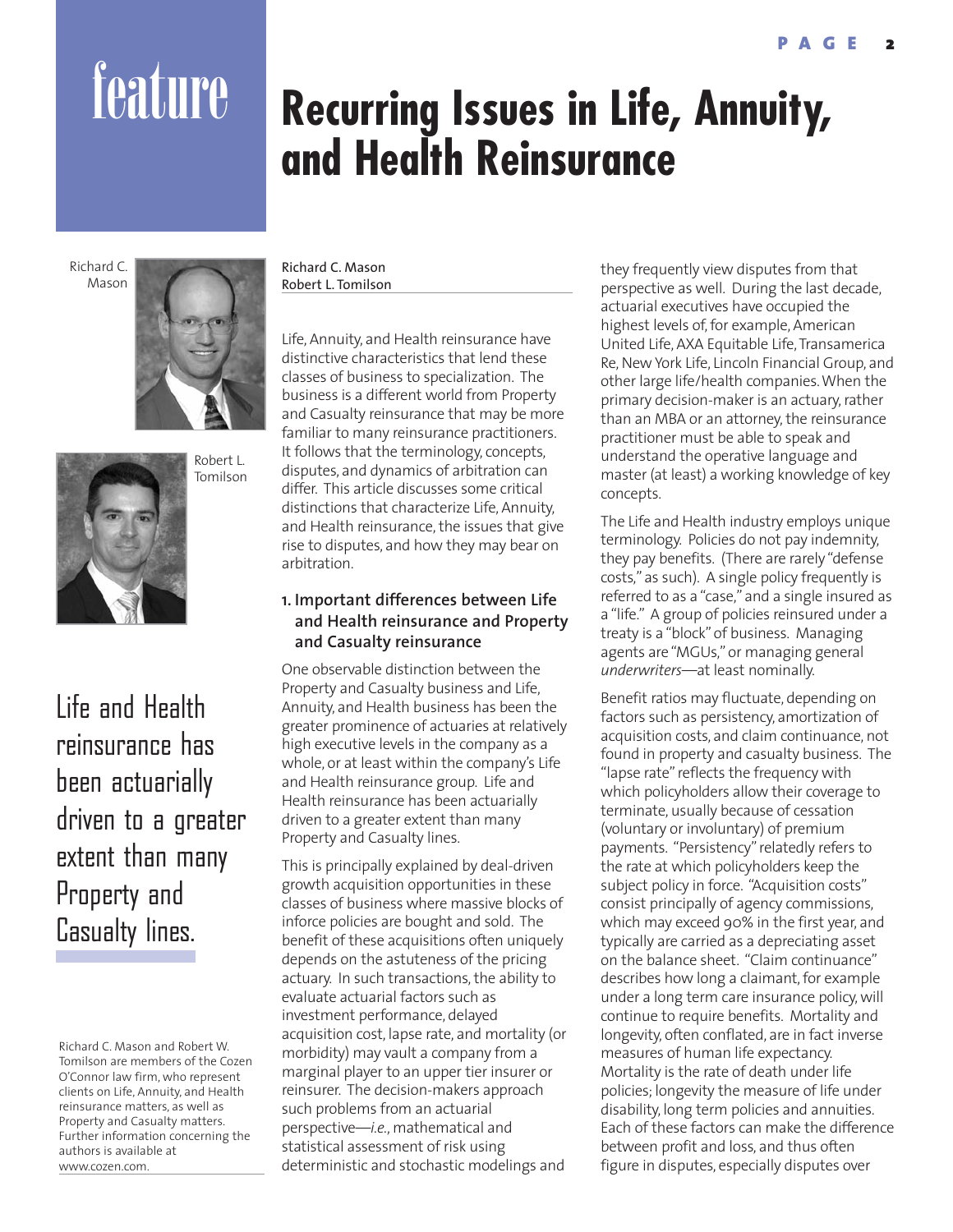# Recurring Issues in Life, Annuity, and Health Reinsurance

Richard C. Mason
Robert L. Tomilson

Life, Annuity, and Health reinsurance have distinctive characteristics that lend these classes of business to specialization. The business is a different world from Property and Casualty reinsurance that may be more familiar to many reinsurance practitioners. It follows that the terminology, concepts, disputes, and dynamics of arbitration can differ. This article discusses some critical distinctions that characterize Life, Annuity, and Health reinsurance, the issues that give rise to disputes, and how they may bear on arbitration.

### 1. Important differences between Life and Health reinsurance and Property and Casualty reinsurance

One observable distinction between the Property and Casualty business and Life, Annuity, and Health business has been the greater prominence of actuaries at relatively high executive levels in the company as a whole, or at least within the company's Life and Health reinsurance group. Life and Health reinsurance has been actuarially driven to a greater extent than many Property and Casualty lines.

> Life and Health reinsurance has been actuarially driven to a greater extent than many Property and Casualty lines.

This is principally explained by deal-driven growth acquisition opportunities in these classes of business where massive blocks of inforce policies are bought and sold. The benefit of these acquisitions often uniquely depends on the astuteness of the pricing actuary. In such transactions, the ability to evaluate actuarial factors such as investment performance, delayed acquisition cost, lapse rate, and mortality (or morbidity) may vault a company from a marginal player to an upper tier insurer or reinsurer. The decision-makers approach such problems from an actuarial perspective—*i.e.*, mathematical and statistical assessment of risk using deterministic and stochastic modelings and they frequently view disputes from that perspective as well. During the last decade, actuarial executives have occupied the highest levels of, for example, American United Life, AXA Equitable Life, Transamerica Re, New York Life, Lincoln Financial Group, and other large life/health companies. When the primary decision-maker is an actuary, rather than an MBA or an attorney, the reinsurance practitioner must be able to speak and understand the operative language and master (at least) a working knowledge of key concepts.

The Life and Health industry employs unique terminology. Policies do not pay indemnity, they pay benefits. (There are rarely "defense costs," as such). A single policy frequently is referred to as a "case," and a single insured as a "life." A group of policies reinsured under a treaty is a "block" of business. Managing agents are "MGUs," or managing general *underwriters*—at least nominally.

Benefit ratios may fluctuate, depending on factors such as persistency, amortization of acquisition costs, and claim continuance, not found in property and casualty business. The "lapse rate" reflects the frequency with which policyholders allow their coverage to terminate, usually because of cessation (voluntary or involuntary) of premium payments. "Persistency" relatedly refers to the rate at which policyholders keep the subject policy in force. "Acquisition costs" consist principally of agency commissions, which may exceed 90% in the first year, and typically are carried as a depreciating asset on the balance sheet. "Claim continuance" describes how long a claimant, for example under a long term care insurance policy, will continue to require benefits. Mortality and longevity, often conflated, are in fact inverse measures of human life expectancy. Mortality is the rate of death under life policies; longevity the measure of life under disability, long term policies and annuities. Each of these factors can make the difference between profit and loss, and thus often figure in disputes, especially disputes over

Richard C. Mason and Robert W. Tomilson are members of the Cozen O'Connor law firm, who represent clients on Life, Annuity, and Health reinsurance matters, as well as Property and Casualty matters. Further information concerning the authors is available at www.cozen.com.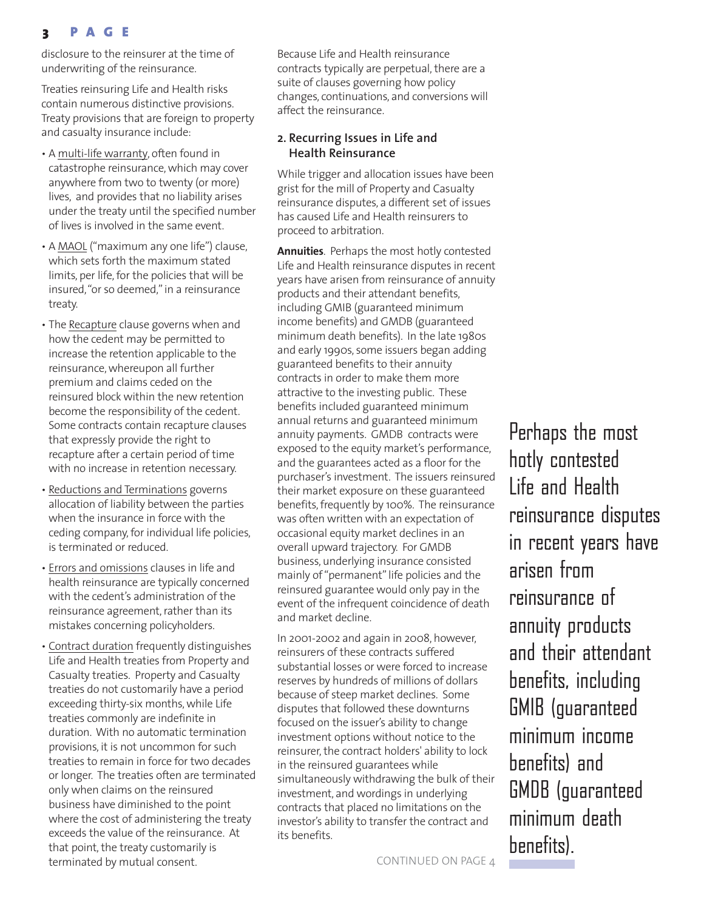disclosure to the reinsurer at the time of underwriting of the reinsurance.

Treaties reinsuring Life and Health risks contain numerous distinctive provisions. Treaty provisions that are foreign to property and casualty insurance include:

- A multi-life warranty, often found in catastrophe reinsurance, which may cover anywhere from two to twenty (or more) lives, and provides that no liability arises under the treaty until the specified number of lives is involved in the same event.
- A MAOL ("maximum any one life") clause, which sets forth the maximum stated limits, per life, for the policies that will be insured, "or so deemed," in a reinsurance treaty.
- The Recapture clause governs when and how the cedent may be permitted to increase the retention applicable to the reinsurance, whereupon all further premium and claims ceded on the reinsured block within the new retention become the responsibility of the cedent. Some contracts contain recapture clauses that expressly provide the right to recapture after a certain period of time with no increase in retention necessary.
- Reductions and Terminations governs allocation of liability between the parties when the insurance in force with the ceding company, for individual life policies, is terminated or reduced.
- Errors and omissions clauses in life and health reinsurance are typically concerned with the cedent's administration of the reinsurance agreement, rather than its mistakes concerning policyholders.
- Contract duration frequently distinguishes Life and Health treaties from Property and Casualty treaties. Property and Casualty treaties do not customarily have a period exceeding thirty-six months, while Life treaties commonly are indefinite in duration. With no automatic termination provisions, it is not uncommon for such treaties to remain in force for two decades or longer. The treaties often are terminated only when claims on the reinsured business have diminished to the point where the cost of administering the treaty exceeds the value of the reinsurance. At that point, the treaty customarily is terminated by mutual consent.

Because Life and Health reinsurance contracts typically are perpetual, there are a suite of clauses governing how policy changes, continuations, and conversions will affect the reinsurance.

### 2. Recurring Issues in Life and Health Reinsurance

While trigger and allocation issues have been grist for the mill of Property and Casualty reinsurance disputes, a different set of issues has caused Life and Health reinsurers to proceed to arbitration.

**Annuities**. Perhaps the most hotly contested Life and Health reinsurance disputes in recent years have arisen from reinsurance of annuity products and their attendant benefits, including GMIB (guaranteed minimum income benefits) and GMDB (guaranteed minimum death benefits). In the late 1980s and early 1990s, some issuers began adding guaranteed benefits to their annuity contracts in order to make them more attractive to the investing public. These benefits included guaranteed minimum annual returns and guaranteed minimum annuity payments. GMDB contracts were exposed to the equity market's performance, and the guarantees acted as a floor for the purchaser's investment. The issuers reinsured their market exposure on these guaranteed benefits, frequently by 100%. The reinsurance was often written with an expectation of occasional equity market declines in an overall upward trajectory. For GMDB business, underlying insurance consisted mainly of "permanent" life policies and the reinsured guarantee would only pay in the event of the infrequent coincidence of death and market decline.

In 2001-2002 and again in 2008, however, reinsurers of these contracts suffered substantial losses or were forced to increase reserves by hundreds of millions of dollars because of steep market declines. Some disputes that followed these downturns focused on the issuer's ability to change investment options without notice to the reinsurer, the contract holders' ability to lock in the reinsured guarantees while simultaneously withdrawing the bulk of their investment, and wordings in underlying contracts that placed no limitations on the investor's ability to transfer the contract and its benefits.

CONTINUED ON PAGE 4

Perhaps the most hotly contested Life and Health reinsurance disputes in recent years have arisen from reinsurance of annuity products and their attendant benefits, including GMIB (guaranteed minimum income benefits) and GMDB (guaranteed minimum death benefits).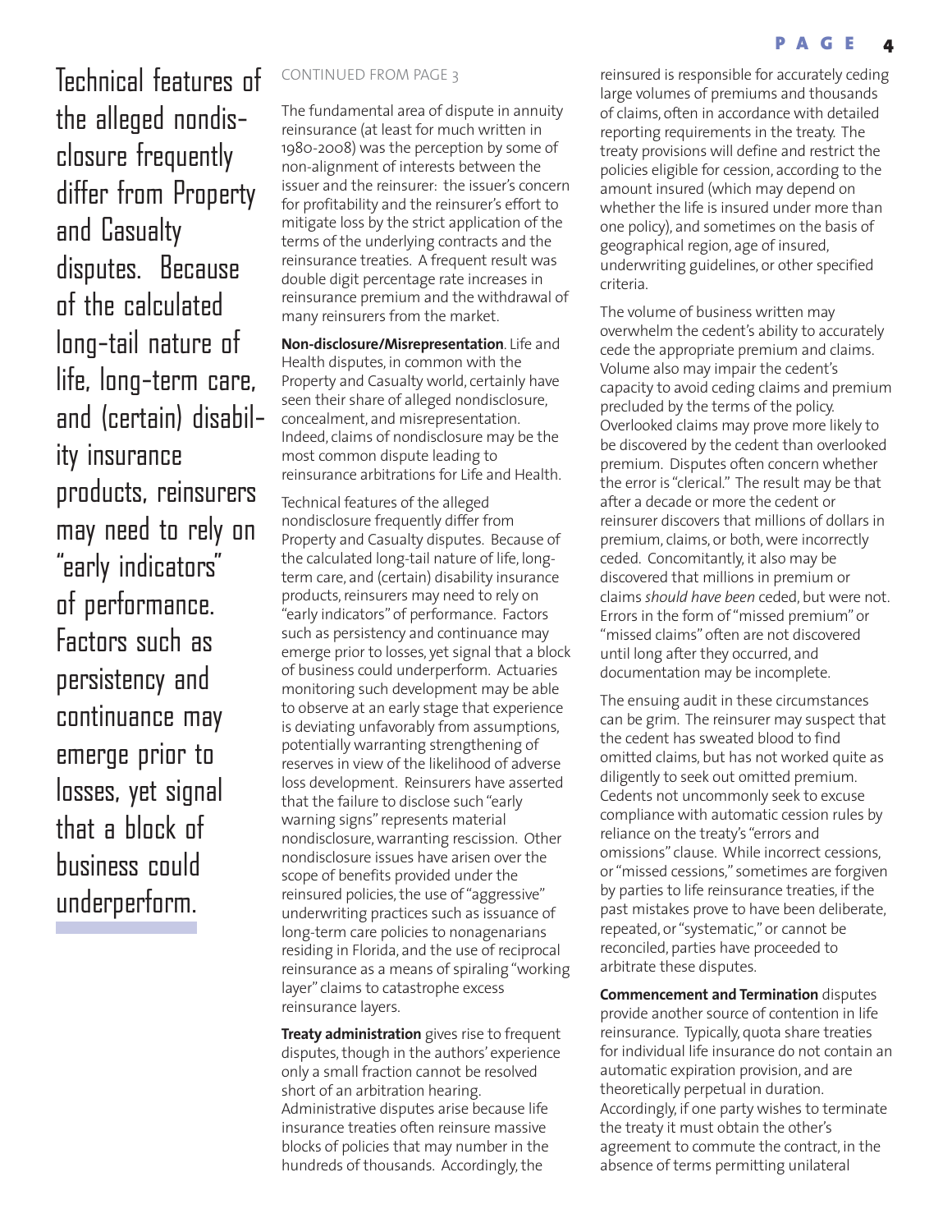> Technical features of the alleged nondisclosure frequently differ from Property and Casualty disputes. Because of the calculated long-tail nature of life, long-term care, and (certain) disability insurance products, reinsurers may need to rely on "early indicators" of performance. Factors such as persistency and continuance may emerge prior to losses, yet signal that a block of business could underperform.

CONTINUED FROM PAGE 3

The fundamental area of dispute in annuity reinsurance (at least for much written in 1980-2008) was the perception by some of non-alignment of interests between the issuer and the reinsurer: the issuer's concern for profitability and the reinsurer's effort to mitigate loss by the strict application of the terms of the underlying contracts and the reinsurance treaties. A frequent result was double digit percentage rate increases in reinsurance premium and the withdrawal of many reinsurers from the market.

**Non-disclosure/Misrepresentation**. Life and Health disputes, in common with the Property and Casualty world, certainly have seen their share of alleged nondisclosure, concealment, and misrepresentation. Indeed, claims of nondisclosure may be the most common dispute leading to reinsurance arbitrations for Life and Health.

Technical features of the alleged nondisclosure frequently differ from Property and Casualty disputes. Because of the calculated long-tail nature of life, long-term care, and (certain) disability insurance products, reinsurers may need to rely on "early indicators" of performance. Factors such as persistency and continuance may emerge prior to losses, yet signal that a block of business could underperform. Actuaries monitoring such development may be able to observe at an early stage that experience is deviating unfavorably from assumptions, potentially warranting strengthening of reserves in view of the likelihood of adverse loss development. Reinsurers have asserted that the failure to disclose such "early warning signs" represents material nondisclosure, warranting rescission. Other nondisclosure issues have arisen over the scope of benefits provided under the reinsured policies, the use of "aggressive" underwriting practices such as issuance of long-term care policies to nonagenarians residing in Florida, and the use of reciprocal reinsurance as a means of spiraling "working layer" claims to catastrophe excess reinsurance layers.

**Treaty administration** gives rise to frequent disputes, though in the authors' experience only a small fraction cannot be resolved short of an arbitration hearing. Administrative disputes arise because life insurance treaties often reinsure massive blocks of policies that may number in the hundreds of thousands. Accordingly, the reinsured is responsible for accurately ceding large volumes of premiums and thousands of claims, often in accordance with detailed reporting requirements in the treaty. The treaty provisions will define and restrict the policies eligible for cession, according to the amount insured (which may depend on whether the life is insured under more than one policy), and sometimes on the basis of geographical region, age of insured, underwriting guidelines, or other specified criteria.

The volume of business written may overwhelm the cedent's ability to accurately cede the appropriate premium and claims. Volume also may impair the cedent's capacity to avoid ceding claims and premium precluded by the terms of the policy. Overlooked claims may prove more likely to be discovered by the cedent than overlooked premium. Disputes often concern whether the error is "clerical." The result may be that after a decade or more the cedent or reinsurer discovers that millions of dollars in premium, claims, or both, were incorrectly ceded. Concomitantly, it also may be discovered that millions in premium or claims *should have been* ceded, but were not. Errors in the form of "missed premium" or "missed claims" often are not discovered until long after they occurred, and documentation may be incomplete.

The ensuing audit in these circumstances can be grim. The reinsurer may suspect that the cedent has sweated blood to find omitted claims, but has not worked quite as diligently to seek out omitted premium. Cedents not uncommonly seek to excuse compliance with automatic cession rules by reliance on the treaty's "errors and omissions" clause. While incorrect cessions, or "missed cessions," sometimes are forgiven by parties to life reinsurance treaties, if the past mistakes prove to have been deliberate, repeated, or "systematic," or cannot be reconciled, parties have proceeded to arbitrate these disputes.

**Commencement and Termination** disputes provide another source of contention in life reinsurance. Typically, quota share treaties for individual life insurance do not contain an automatic expiration provision, and are theoretically perpetual in duration. Accordingly, if one party wishes to terminate the treaty it must obtain the other's agreement to commute the contract, in the absence of terms permitting unilateral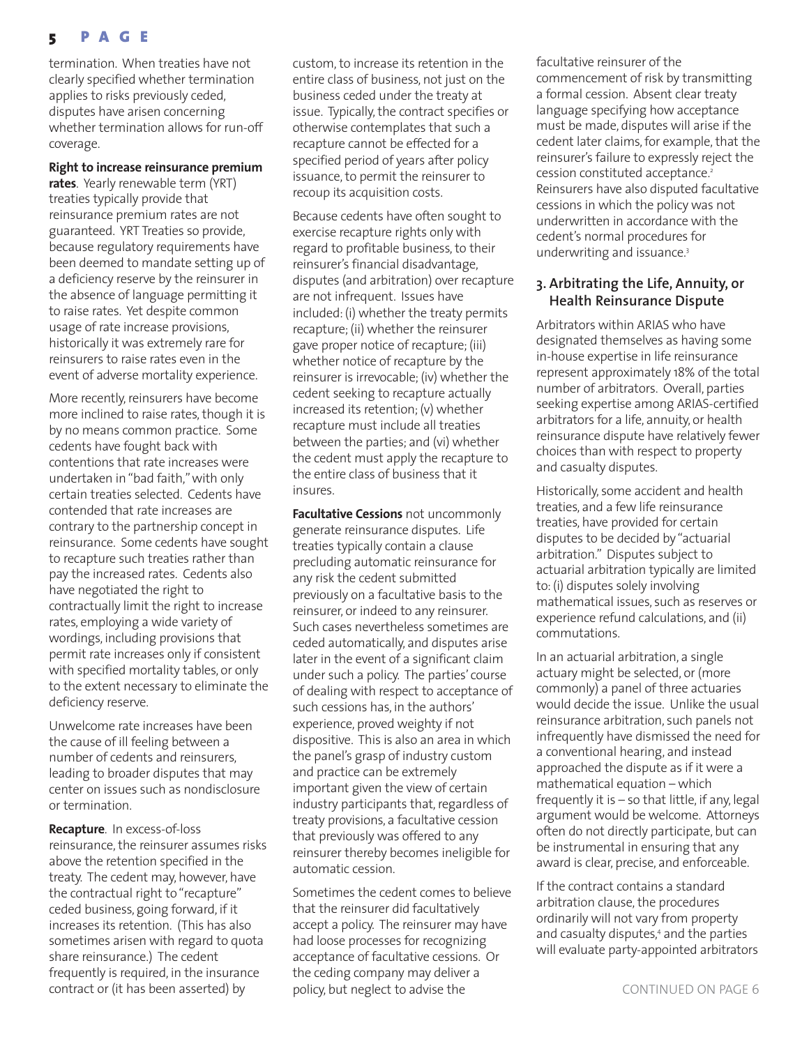termination. When treaties have not clearly specified whether termination applies to risks previously ceded, disputes have arisen concerning whether termination allows for run-off coverage.

**Right to increase reinsurance premium rates**. Yearly renewable term (YRT) treaties typically provide that reinsurance premium rates are not guaranteed. YRT Treaties so provide, because regulatory requirements have been deemed to mandate setting up of a deficiency reserve by the reinsurer in the absence of language permitting it to raise rates. Yet despite common usage of rate increase provisions, historically it was extremely rare for reinsurers to raise rates even in the event of adverse mortality experience.

More recently, reinsurers have become more inclined to raise rates, though it is by no means common practice. Some cedents have fought back with contentions that rate increases were undertaken in "bad faith," with only certain treaties selected. Cedents have contended that rate increases are contrary to the partnership concept in reinsurance. Some cedents have sought to recapture such treaties rather than pay the increased rates. Cedents also have negotiated the right to contractually limit the right to increase rates, employing a wide variety of wordings, including provisions that permit rate increases only if consistent with specified mortality tables, or only to the extent necessary to eliminate the deficiency reserve.

Unwelcome rate increases have been the cause of ill feeling between a number of cedents and reinsurers, leading to broader disputes that may center on issues such as nondisclosure or termination.

**Recapture**. In excess-of-loss reinsurance, the reinsurer assumes risks above the retention specified in the treaty. The cedent may, however, have the contractual right to "recapture" ceded business, going forward, if it increases its retention. (This has also sometimes arisen with regard to quota share reinsurance.) The cedent frequently is required, in the insurance contract or (it has been asserted) by custom, to increase its retention in the entire class of business, not just on the business ceded under the treaty at issue. Typically, the contract specifies or otherwise contemplates that such a recapture cannot be effected for a specified period of years after policy issuance, to permit the reinsurer to recoup its acquisition costs.

Because cedents have often sought to exercise recapture rights only with regard to profitable business, to their reinsurer's financial disadvantage, disputes (and arbitration) over recapture are not infrequent. Issues have included: (i) whether the treaty permits recapture; (ii) whether the reinsurer gave proper notice of recapture; (iii) whether notice of recapture by the reinsurer is irrevocable; (iv) whether the cedent seeking to recapture actually increased its retention; (v) whether recapture must include all treaties between the parties; and (vi) whether the cedent must apply the recapture to the entire class of business that it insures.

**Facultative Cessions** not uncommonly generate reinsurance disputes. Life treaties typically contain a clause precluding automatic reinsurance for any risk the cedent submitted previously on a facultative basis to the reinsurer, or indeed to any reinsurer. Such cases nevertheless sometimes are ceded automatically, and disputes arise later in the event of a significant claim under such a policy. The parties' course of dealing with respect to acceptance of such cessions has, in the authors' experience, proved weighty if not dispositive. This is also an area in which the panel's grasp of industry custom and practice can be extremely important given the view of certain industry participants that, regardless of treaty provisions, a facultative cession that previously was offered to any reinsurer thereby becomes ineligible for automatic cession.

Sometimes the cedent comes to believe that the reinsurer did facultatively accept a policy. The reinsurer may have had loose processes for recognizing acceptance of facultative cessions. Or the ceding company may deliver a policy, but neglect to advise the facultative reinsurer of the commencement of risk by transmitting a formal cession. Absent clear treaty language specifying how acceptance must be made, disputes will arise if the cedent later claims, for example, that the reinsurer's failure to expressly reject the cession constituted acceptance.[2] Reinsurers have also disputed facultative cessions in which the policy was not underwritten in accordance with the cedent's normal procedures for underwriting and issuance.[3]

## 3. Arbitrating the Life, Annuity, or Health Reinsurance Dispute

Arbitrators within ARIAS who have designated themselves as having some in-house expertise in life reinsurance represent approximately 18% of the total number of arbitrators. Overall, parties seeking expertise among ARIAS-certified arbitrators for a life, annuity, or health reinsurance dispute have relatively fewer choices than with respect to property and casualty disputes.

Historically, some accident and health treaties, and a few life reinsurance treaties, have provided for certain disputes to be decided by "actuarial arbitration." Disputes subject to actuarial arbitration typically are limited to: (i) disputes solely involving mathematical issues, such as reserves or experience refund calculations, and (ii) commutations.

In an actuarial arbitration, a single actuary might be selected, or (more commonly) a panel of three actuaries would decide the issue. Unlike the usual reinsurance arbitration, such panels not infrequently have dismissed the need for a conventional hearing, and instead approached the dispute as if it were a mathematical equation – which frequently it is – so that little, if any, legal argument would be welcome. Attorneys often do not directly participate, but can be instrumental in ensuring that any award is clear, precise, and enforceable.

If the contract contains a standard arbitration clause, the procedures ordinarily will not vary from property and casualty disputes,[4] and the parties will evaluate party-appointed arbitrators

CONTINUED ON PAGE 6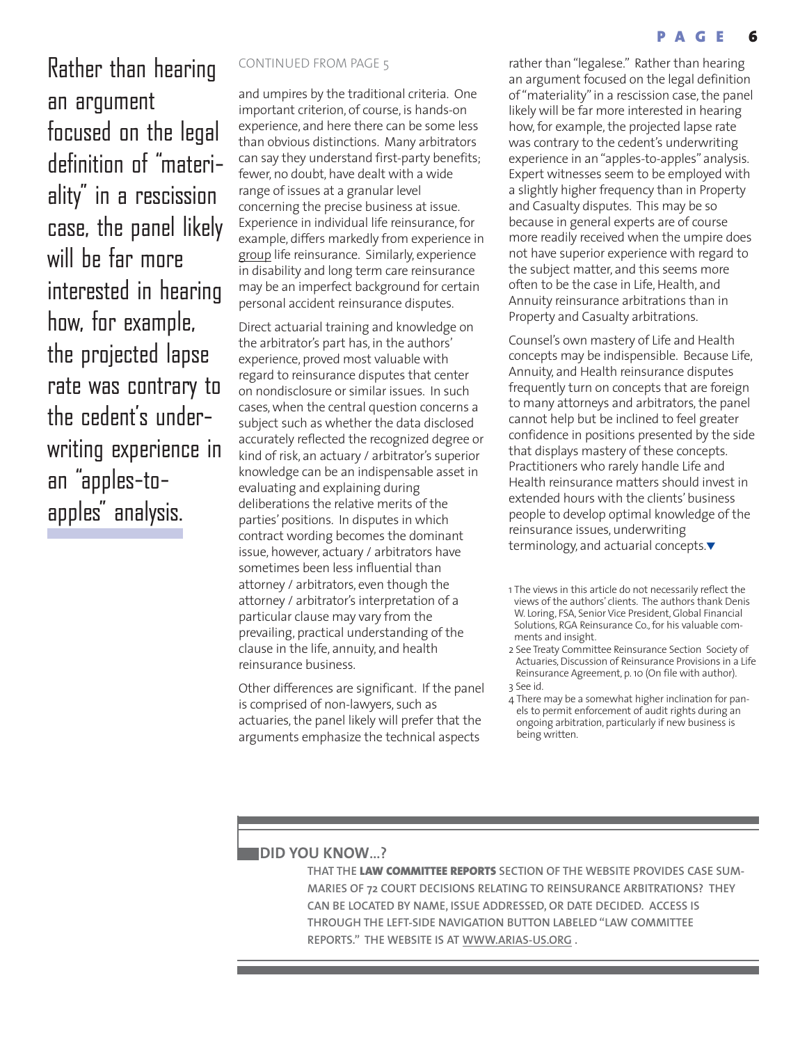> Rather than hearing an argument focused on the legal definition of "materiality" in a rescission case, the panel likely will be far more interested in hearing how, for example, the projected lapse rate was contrary to the cedent's underwriting experience in an "apples-to-apples" analysis.

CONTINUED FROM PAGE 5

and umpires by the traditional criteria. One important criterion, of course, is hands-on experience, and here there can be some less than obvious distinctions. Many arbitrators can say they understand first-party benefits; fewer, no doubt, have dealt with a wide range of issues at a granular level concerning the precise business at issue. Experience in individual life reinsurance, for example, differs markedly from experience in group life reinsurance. Similarly, experience in disability and long term care reinsurance may be an imperfect background for certain personal accident reinsurance disputes.

Direct actuarial training and knowledge on the arbitrator's part has, in the authors' experience, proved most valuable with regard to reinsurance disputes that center on nondisclosure or similar issues. In such cases, when the central question concerns a subject such as whether the data disclosed accurately reflected the recognized degree or kind of risk, an actuary / arbitrator's superior knowledge can be an indispensable asset in evaluating and explaining during deliberations the relative merits of the parties' positions. In disputes in which contract wording becomes the dominant issue, however, actuary / arbitrators have sometimes been less influential than attorney / arbitrators, even though the attorney / arbitrator's interpretation of a particular clause may vary from the prevailing, practical understanding of the clause in the life, annuity, and health reinsurance business.

Other differences are significant. If the panel is comprised of non-lawyers, such as actuaries, the panel likely will prefer that the arguments emphasize the technical aspects rather than "legalese." Rather than hearing an argument focused on the legal definition of "materiality" in a rescission case, the panel likely will be far more interested in hearing how, for example, the projected lapse rate was contrary to the cedent's underwriting experience in an "apples-to-apples" analysis. Expert witnesses seem to be employed with a slightly higher frequency than in Property and Casualty disputes. This may be so because in general experts are of course more readily received when the umpire does not have superior experience with regard to the subject matter, and this seems more often to be the case in Life, Health, and Annuity reinsurance arbitrations than in Property and Casualty arbitrations.

Counsel's own mastery of Life and Health concepts may be indispensible. Because Life, Annuity, and Health reinsurance disputes frequently turn on concepts that are foreign to many attorneys and arbitrators, the panel cannot help but be inclined to feel greater confidence in positions presented by the side that displays mastery of these concepts. Practitioners who rarely handle Life and Health reinsurance matters should invest in extended hours with the clients' business people to develop optimal knowledge of the reinsurance issues, underwriting terminology, and actuarial concepts.▼

1 The views in this article do not necessarily reflect the views of the authors' clients. The authors thank Denis W. Loring, FSA, Senior Vice President, Global Financial Solutions, RGA Reinsurance Co., for his valuable comments and insight.

2 See Treaty Committee Reinsurance Section Society of Actuaries, Discussion of Reinsurance Provisions in a Life Reinsurance Agreement, p. 10 (On file with author).

3 See id.

4 There may be a somewhat higher inclination for panels to permit enforcement of audit rights during an ongoing arbitration, particularly if new business is being written.

---

**DID YOU KNOW...?**

**THAT THE LAW COMMITTEE REPORTS SECTION OF THE WEBSITE PROVIDES CASE SUMMARIES OF 72 COURT DECISIONS RELATING TO REINSURANCE ARBITRATIONS? THEY CAN BE LOCATED BY NAME, ISSUE ADDRESSED, OR DATE DECIDED. ACCESS IS THROUGH THE LEFT-SIDE NAVIGATION BUTTON LABELED "LAW COMMITTEE REPORTS." THE WEBSITE IS AT WWW.ARIAS-US.ORG .**